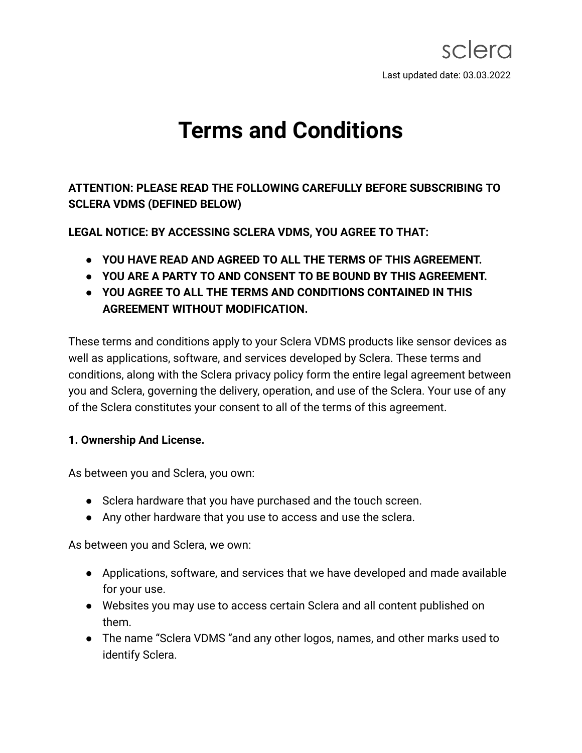sclera

Last updated date: 03.03.2022

# Terms and Conditions

**ATTENTION: PLEASE READ THE FOLLOWING CAREFULLY BEFORE SUBSCRIBING TO SCLERA VDMS (DEFINED BELOW)**

**LEGAL NOTICE: BY ACCESSING SCLERA VDMS, YOU AGREE TO THAT:**

- ***YOU HAVE READ AND AGREED TO ALL THE TERMS OF THIS AGREEMENT.***
- ***YOU ARE A PARTY TO AND CONSENT TO BE BOUND BY THIS AGREEMENT.***
- ***YOU AGREE TO ALL THE TERMS AND CONDITIONS CONTAINED IN THIS AGREEMENT WITHOUT MODIFICATION.***

These terms and conditions apply to your Sclera VDMS products like sensor devices as well as applications, software, and services developed by Sclera. These terms and conditions, along with the Sclera privacy policy form the entire legal agreement between you and Sclera, governing the delivery, operation, and use of the Sclera. Your use of any of the Sclera constitutes your consent to all of the terms of this agreement.

**1. Ownership And License.**

As between you and Sclera, you own:

- Sclera hardware that you have purchased and the touch screen.
- Any other hardware that you use to access and use the sclera.

As between you and Sclera, we own:

- Applications, software, and services that we have developed and made available for your use.
- Websites you may use to access certain Sclera and all content published on them.
- The name "Sclera VDMS "and any other logos, names, and other marks used to identify Sclera.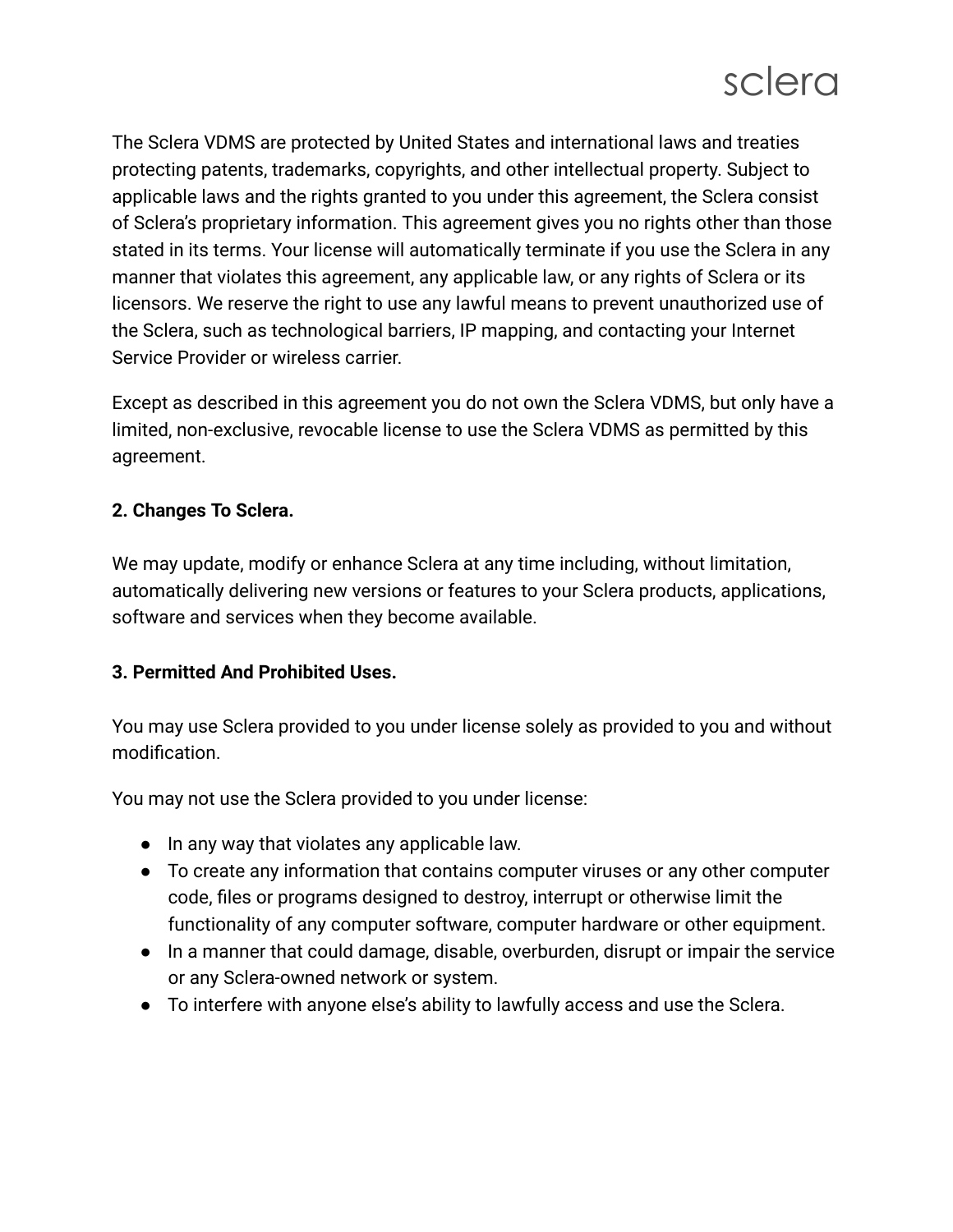The Sclera VDMS are protected by United States and international laws and treaties protecting patents, trademarks, copyrights, and other intellectual property. Subject to applicable laws and the rights granted to you under this agreement, the Sclera consist of Sclera's proprietary information. This agreement gives you no rights other than those stated in its terms. Your license will automatically terminate if you use the Sclera in any manner that violates this agreement, any applicable law, or any rights of Sclera or its licensors. We reserve the right to use any lawful means to prevent unauthorized use of the Sclera, such as technological barriers, IP mapping, and contacting your Internet Service Provider or wireless carrier.

Except as described in this agreement you do not own the Sclera VDMS, but only have a limited, non-exclusive, revocable license to use the Sclera VDMS as permitted by this agreement.

**2. Changes To Sclera.**

We may update, modify or enhance Sclera at any time including, without limitation, automatically delivering new versions or features to your Sclera products, applications, software and services when they become available.

**3. Permitted And Prohibited Uses.**

You may use Sclera provided to you under license solely as provided to you and without modification.

You may not use the Sclera provided to you under license:

- In any way that violates any applicable law.
- To create any information that contains computer viruses or any other computer code, files or programs designed to destroy, interrupt or otherwise limit the functionality of any computer software, computer hardware or other equipment.
- In a manner that could damage, disable, overburden, disrupt or impair the service or any Sclera-owned network or system.
- To interfere with anyone else's ability to lawfully access and use the Sclera.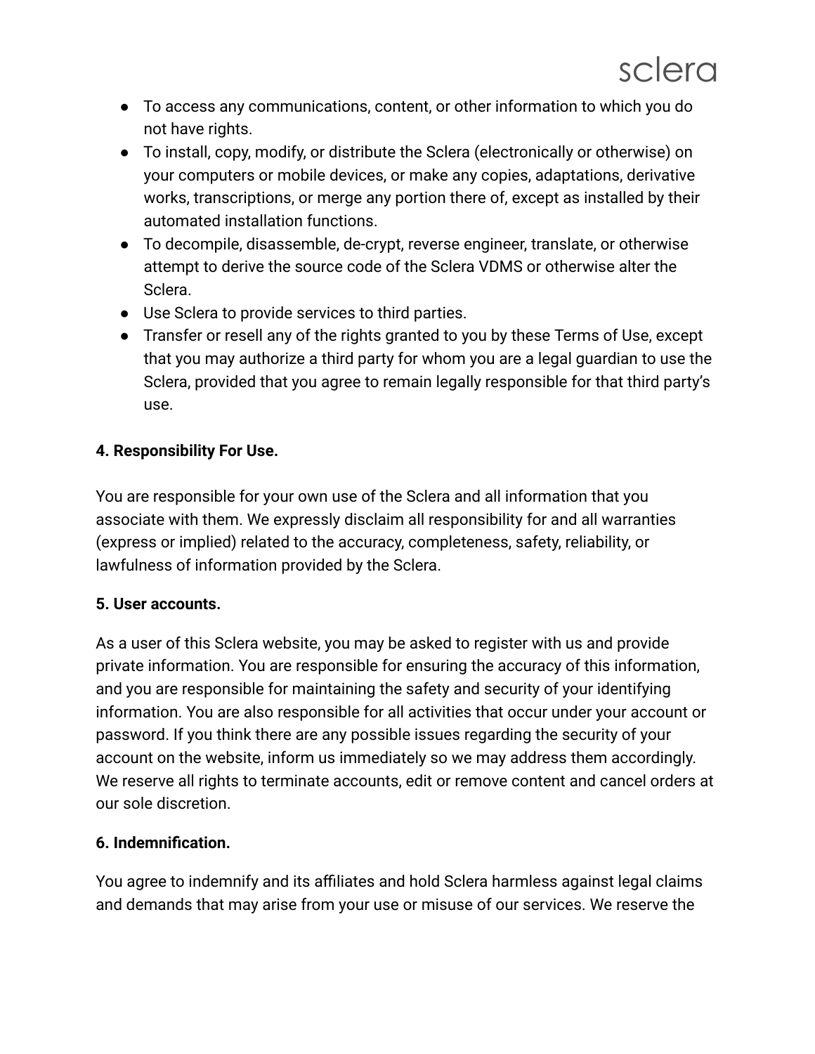- To access any communications, content, or other information to which you do not have rights.
- To install, copy, modify, or distribute the Sclera (electronically or otherwise) on your computers or mobile devices, or make any copies, adaptations, derivative works, transcriptions, or merge any portion there of, except as installed by their automated installation functions.
- To decompile, disassemble, de-crypt, reverse engineer, translate, or otherwise attempt to derive the source code of the Sclera VDMS or otherwise alter the Sclera.
- Use Sclera to provide services to third parties.
- Transfer or resell any of the rights granted to you by these Terms of Use, except that you may authorize a third party for whom you are a legal guardian to use the Sclera, provided that you agree to remain legally responsible for that third party's use.

**4. Responsibility For Use.**

You are responsible for your own use of the Sclera and all information that you associate with them. We expressly disclaim all responsibility for and all warranties (express or implied) related to the accuracy, completeness, safety, reliability, or lawfulness of information provided by the Sclera.

**5. User accounts.**

As a user of this Sclera website, you may be asked to register with us and provide private information. You are responsible for ensuring the accuracy of this information, and you are responsible for maintaining the safety and security of your identifying information. You are also responsible for all activities that occur under your account or password. If you think there are any possible issues regarding the security of your account on the website, inform us immediately so we may address them accordingly. We reserve all rights to terminate accounts, edit or remove content and cancel orders at our sole discretion.

**6. Indemnification.**

You agree to indemnify and its affiliates and hold Sclera harmless against legal claims and demands that may arise from your use or misuse of our services. We reserve the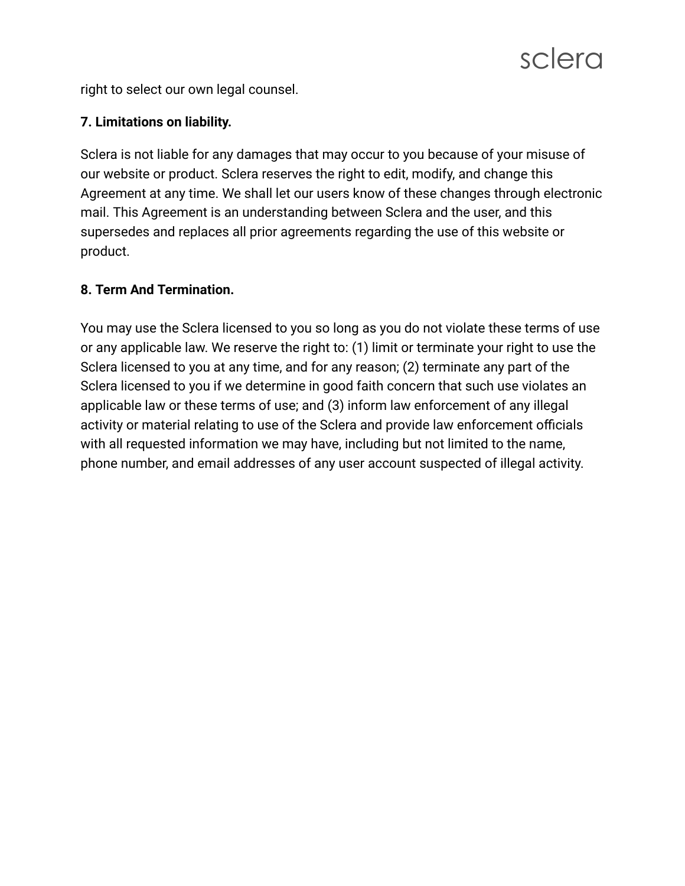right to select our own legal counsel.

**7. Limitations on liability.**

Sclera is not liable for any damages that may occur to you because of your misuse of our website or product. Sclera reserves the right to edit, modify, and change this Agreement at any time. We shall let our users know of these changes through electronic mail. This Agreement is an understanding between Sclera and the user, and this supersedes and replaces all prior agreements regarding the use of this website or product.

**8. Term And Termination.**

You may use the Sclera licensed to you so long as you do not violate these terms of use or any applicable law. We reserve the right to: (1) limit or terminate your right to use the Sclera licensed to you at any time, and for any reason; (2) terminate any part of the Sclera licensed to you if we determine in good faith concern that such use violates an applicable law or these terms of use; and (3) inform law enforcement of any illegal activity or material relating to use of the Sclera and provide law enforcement officials with all requested information we may have, including but not limited to the name, phone number, and email addresses of any user account suspected of illegal activity.